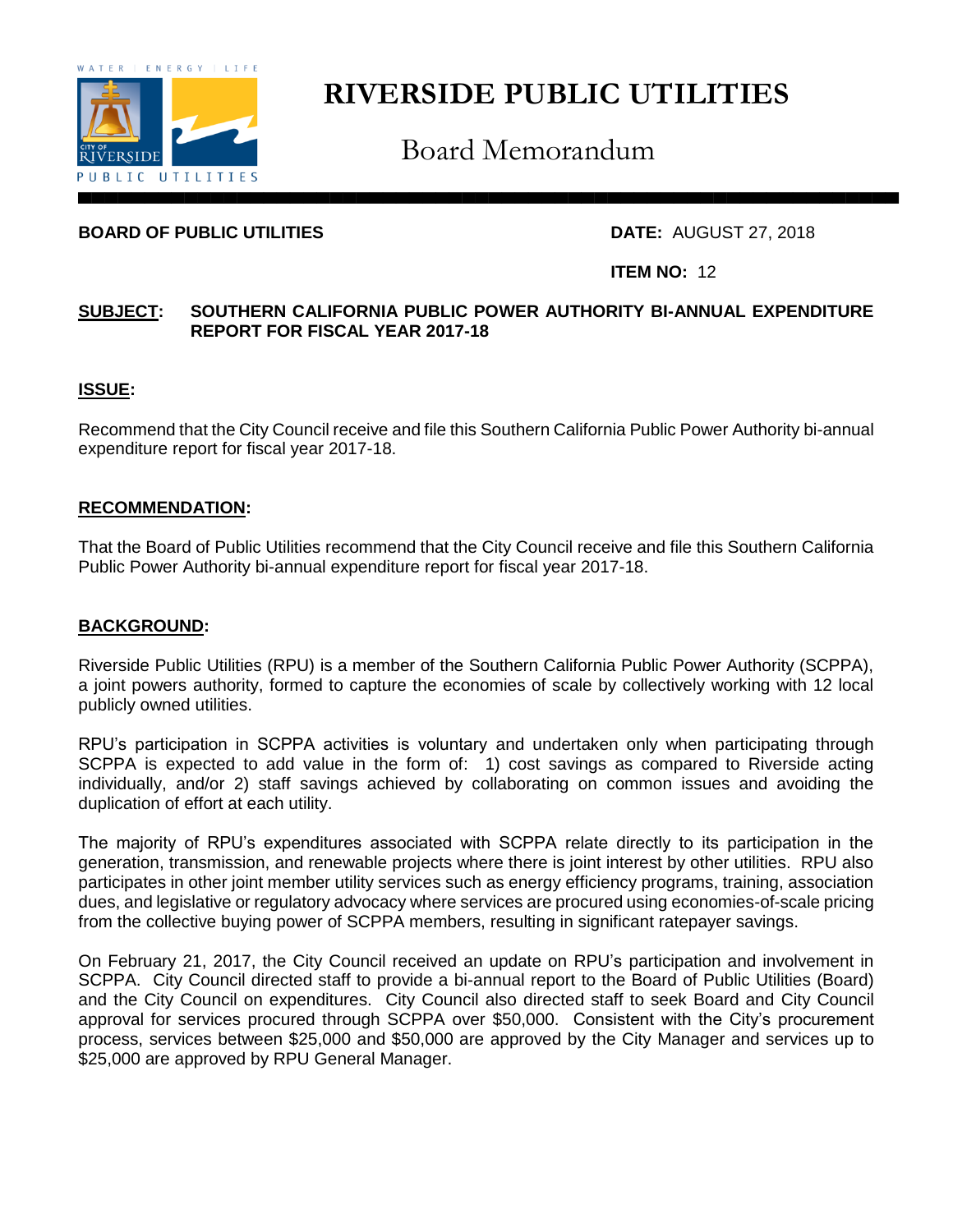# RIVERSIDE PUBLIC UTILITIES

## Board Memorandum

**BOARD OF PUBLIC UTILITIES** **DATE:** AUGUST 27, 2018

**ITEM NO:** 12

**SUBJECT:** **SOUTHERN CALIFORNIA PUBLIC POWER AUTHORITY BI-ANNUAL EXPENDITURE REPORT FOR FISCAL YEAR 2017-18**

### ISSUE:

Recommend that the City Council receive and file this Southern California Public Power Authority bi-annual expenditure report for fiscal year 2017-18.

### RECOMMENDATION:

That the Board of Public Utilities recommend that the City Council receive and file this Southern California Public Power Authority bi-annual expenditure report for fiscal year 2017-18.

### BACKGROUND:

Riverside Public Utilities (RPU) is a member of the Southern California Public Power Authority (SCPPA), a joint powers authority, formed to capture the economies of scale by collectively working with 12 local publicly owned utilities.

RPU's participation in SCPPA activities is voluntary and undertaken only when participating through SCPPA is expected to add value in the form of: 1) cost savings as compared to Riverside acting individually, and/or 2) staff savings achieved by collaborating on common issues and avoiding the duplication of effort at each utility.

The majority of RPU's expenditures associated with SCPPA relate directly to its participation in the generation, transmission, and renewable projects where there is joint interest by other utilities. RPU also participates in other joint member utility services such as energy efficiency programs, training, association dues, and legislative or regulatory advocacy where services are procured using economies-of-scale pricing from the collective buying power of SCPPA members, resulting in significant ratepayer savings.

On February 21, 2017, the City Council received an update on RPU's participation and involvement in SCPPA. City Council directed staff to provide a bi-annual report to the Board of Public Utilities (Board) and the City Council on expenditures. City Council also directed staff to seek Board and City Council approval for services procured through SCPPA over $50,000. Consistent with the City's procurement process, services between $25,000 and $50,000 are approved by the City Manager and services up to $25,000 are approved by RPU General Manager.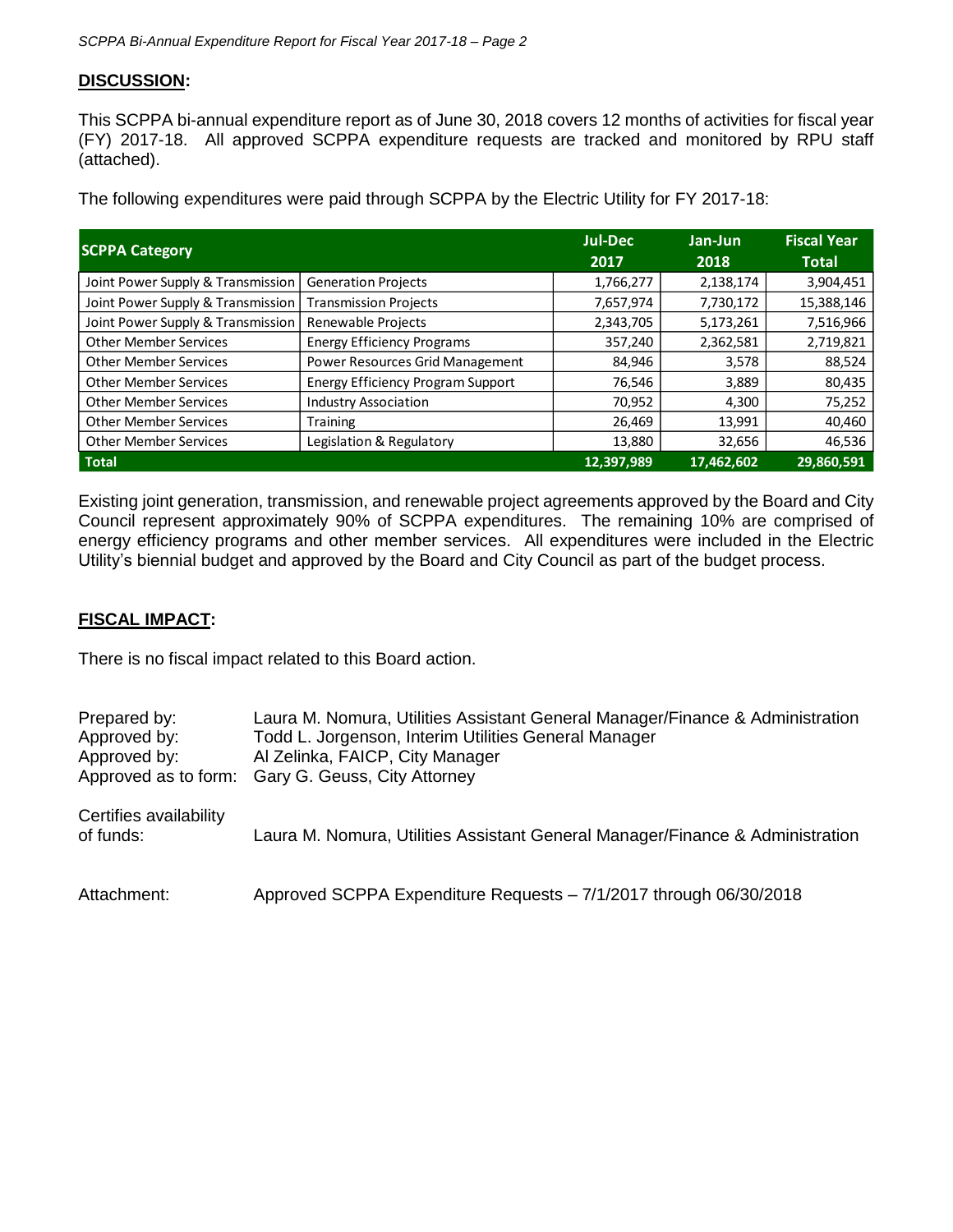## DISCUSSION:

This SCPPA bi-annual expenditure report as of June 30, 2018 covers 12 months of activities for fiscal year (FY) 2017-18. All approved SCPPA expenditure requests are tracked and monitored by RPU staff (attached).

The following expenditures were paid through SCPPA by the Electric Utility for FY 2017-18:

| SCPPA Category | | Jul-Dec 2017 | Jan-Jun 2018 | Fiscal Year Total |
|---|---|---|---|---|
| Joint Power Supply & Transmission | Generation Projects | 1,766,277 | 2,138,174 | 3,904,451 |
| Joint Power Supply & Transmission | Transmission Projects | 7,657,974 | 7,730,172 | 15,388,146 |
| Joint Power Supply & Transmission | Renewable Projects | 2,343,705 | 5,173,261 | 7,516,966 |
| Other Member Services | Energy Efficiency Programs | 357,240 | 2,362,581 | 2,719,821 |
| Other Member Services | Power Resources Grid Management | 84,946 | 3,578 | 88,524 |
| Other Member Services | Energy Efficiency Program Support | 76,546 | 3,889 | 80,435 |
| Other Member Services | Industry Association | 70,952 | 4,300 | 75,252 |
| Other Member Services | Training | 26,469 | 13,991 | 40,460 |
| Other Member Services | Legislation & Regulatory | 13,880 | 32,656 | 46,536 |
| **Total** | | **12,397,989** | **17,462,602** | **29,860,591** |

Existing joint generation, transmission, and renewable project agreements approved by the Board and City Council represent approximately 90% of SCPPA expenditures. The remaining 10% are comprised of energy efficiency programs and other member services. All expenditures were included in the Electric Utility's biennial budget and approved by the Board and City Council as part of the budget process.

## FISCAL IMPACT:

There is no fiscal impact related to this Board action.

Prepared by: Laura M. Nomura, Utilities Assistant General Manager/Finance & Administration
Approved by: Todd L. Jorgenson, Interim Utilities General Manager
Approved by: Al Zelinka, FAICP, City Manager
Approved as to form: Gary G. Geuss, City Attorney

Certifies availability of funds: Laura M. Nomura, Utilities Assistant General Manager/Finance & Administration

Attachment: Approved SCPPA Expenditure Requests – 7/1/2017 through 06/30/2018